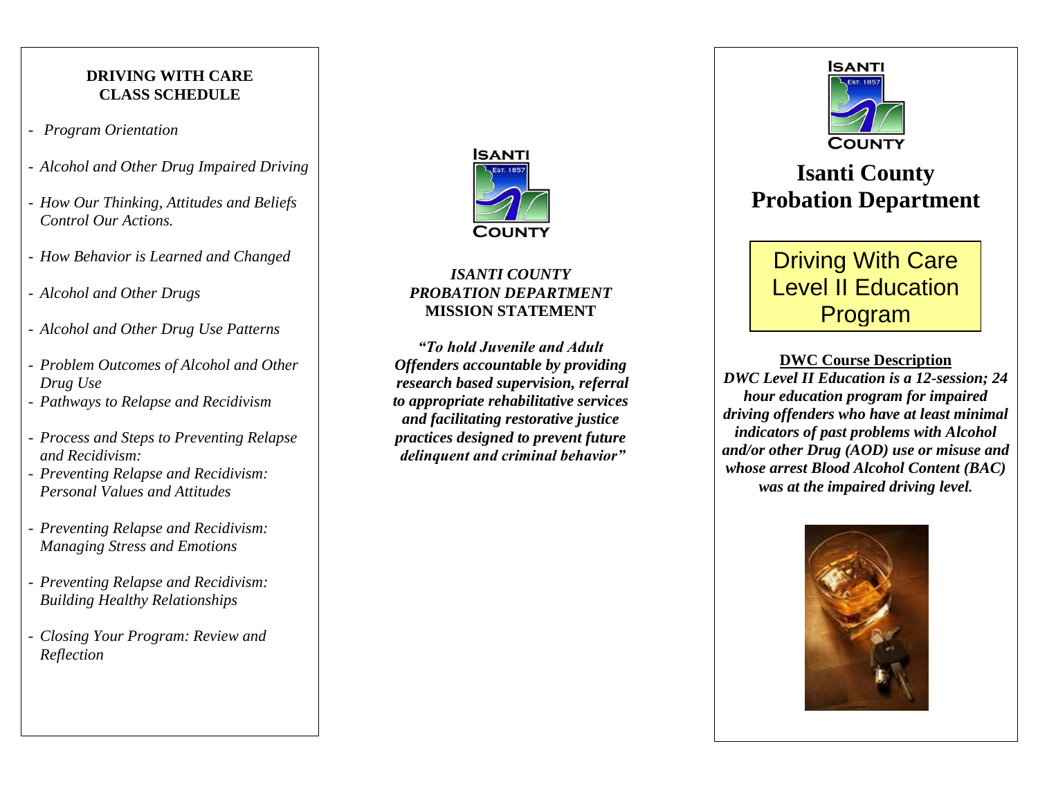## DRIVING WITH CARE CLASS SCHEDULE

- *Program Orientation*
- *Alcohol and Other Drug Impaired Driving*
- *How Our Thinking, Attitudes and Beliefs Control Our Actions.*
- *How Behavior is Learned and Changed*
- *Alcohol and Other Drugs*
- *Alcohol and Other Drug Use Patterns*
- *Problem Outcomes of Alcohol and Other Drug Use*
- *Pathways to Relapse and Recidivism*
- *Process and Steps to Preventing Relapse and Recidivism:*
- *Preventing Relapse and Recidivism: Personal Values and Attitudes*
- *Preventing Relapse and Recidivism: Managing Stress and Emotions*
- *Preventing Relapse and Recidivism: Building Healthy Relationships*
- *Closing Your Program: Review and Reflection*

ISANTI EST. 1857 COUNTY

*ISANTI COUNTY PROBATION DEPARTMENT*
**MISSION STATEMENT**

***"To hold Juvenile and Adult Offenders accountable by providing research based supervision, referral to appropriate rehabilitative services and facilitating restorative justice practices designed to prevent future delinquent and criminal behavior"***

ISANTI EST. 1857 COUNTY

# Isanti County Probation Department

## Driving With Care Level II Education Program

**DWC Course Description**

***DWC Level II Education is a 12-session; 24 hour education program for impaired driving offenders who have at least minimal indicators of past problems with Alcohol and/or other Drug (AOD) use or misuse and whose arrest Blood Alcohol Content (BAC) was at the impaired driving level.***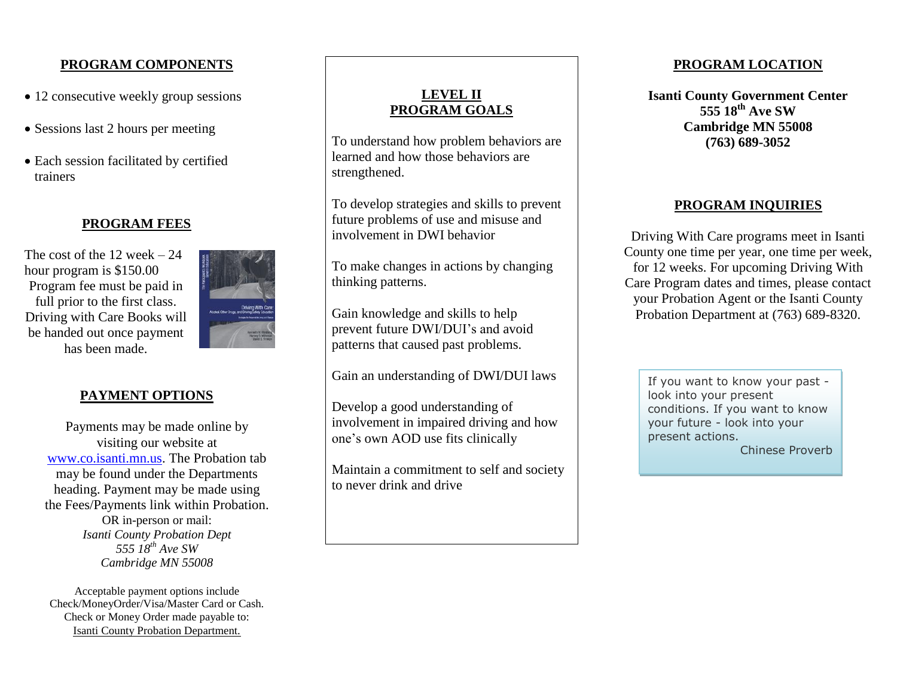## PROGRAM COMPONENTS

- 12 consecutive weekly group sessions
- Sessions last 2 hours per meeting
- Each session facilitated by certified trainers

## PROGRAM FEES

The cost of the 12 week – 24 hour program is $150.00 Program fee must be paid in full prior to the first class. Driving with Care Books will be handed out once payment has been made.

## PAYMENT OPTIONS

Payments may be made online by visiting our website at www.co.isanti.mn.us. The Probation tab may be found under the Departments heading. Payment may be made using the Fees/Payments link within Probation.

OR in-person or mail:

*Isanti County Probation Dept*
*555 18th Ave SW*
*Cambridge MN 55008*

Acceptable payment options include Check/MoneyOrder/Visa/Master Card or Cash. Check or Money Order made payable to: Isanti County Probation Department.

## LEVEL II PROGRAM GOALS

To understand how problem behaviors are learned and how those behaviors are strengthened.

To develop strategies and skills to prevent future problems of use and misuse and involvement in DWI behavior

To make changes in actions by changing thinking patterns.

Gain knowledge and skills to help prevent future DWI/DUI's and avoid patterns that caused past problems.

Gain an understanding of DWI/DUI laws

Develop a good understanding of involvement in impaired driving and how one's own AOD use fits clinically

Maintain a commitment to self and society to never drink and drive

## PROGRAM LOCATION

**Isanti County Government Center**
**555 18th Ave SW**
**Cambridge MN 55008**
**(763) 689-3052**

## PROGRAM INQUIRIES

Driving With Care programs meet in Isanti County one time per year, one time per week, for 12 weeks. For upcoming Driving With Care Program dates and times, please contact your Probation Agent or the Isanti County Probation Department at (763) 689-8320.

If you want to know your past - look into your present conditions. If you want to know your future - look into your present actions.

Chinese Proverb